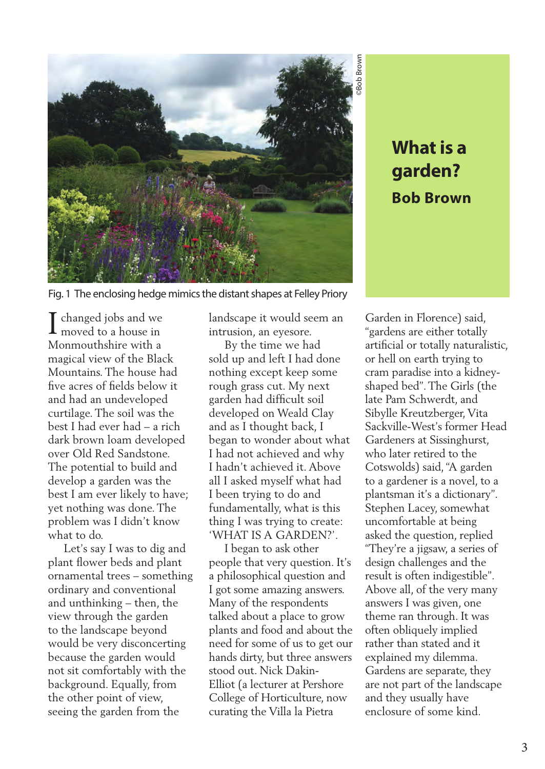©Bob Brown

Fig. 1 The enclosing hedge mimics the distant shapes at Felley Priory

# What is a garden?

## Bob Brown

I changed jobs and we moved to a house in Monmouthshire with a magical view of the Black Mountains. The house had five acres of fields below it and had an undeveloped curtilage. The soil was the best I had ever had – a rich dark brown loam developed over Old Red Sandstone. The potential to build and develop a garden was the best I am ever likely to have; yet nothing was done. The problem was I didn't know what to do.

Let's say I was to dig and plant flower beds and plant ornamental trees – something ordinary and conventional and unthinking – then, the view through the garden to the landscape beyond would be very disconcerting because the garden would not sit comfortably with the background. Equally, from the other point of view, seeing the garden from the landscape it would seem an intrusion, an eyesore.

By the time we had sold up and left I had done nothing except keep some rough grass cut. My next garden had difficult soil developed on Weald Clay and as I thought back, I began to wonder about what I had not achieved and why I hadn't achieved it. Above all I asked myself what had I been trying to do and fundamentally, what is this thing I was trying to create: 'WHAT IS A GARDEN?'.

I began to ask other people that very question. It's a philosophical question and I got some amazing answers. Many of the respondents talked about a place to grow plants and food and about the need for some of us to get our hands dirty, but three answers stood out. Nick Dakin-Elliot (a lecturer at Pershore College of Horticulture, now curating the Villa la Pietra Garden in Florence) said, "gardens are either totally artificial or totally naturalistic, or hell on earth trying to cram paradise into a kidney-shaped bed". The Girls (the late Pam Schwerdt, and Sibylle Kreutzberger, Vita Sackville-West's former Head Gardeners at Sissinghurst, who later retired to the Cotswolds) said, "A garden to a gardener is a novel, to a plantsman it's a dictionary". Stephen Lacey, somewhat uncomfortable at being asked the question, replied "They're a jigsaw, a series of design challenges and the result is often indigestible". Above all, of the very many answers I was given, one theme ran through. It was often obliquely implied rather than stated and it explained my dilemma. Gardens are separate, they are not part of the landscape and they usually have enclosure of some kind.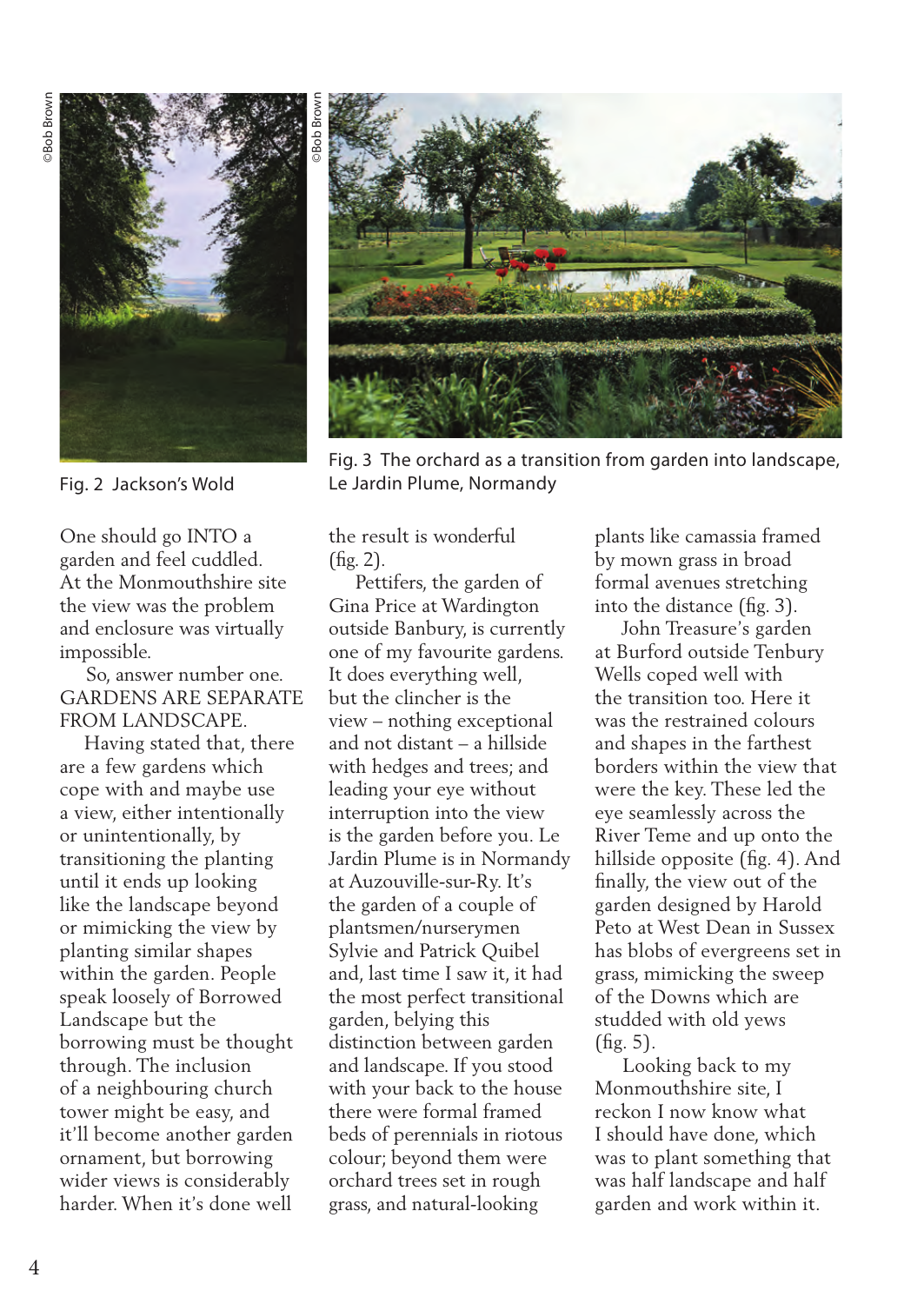Fig. 2 Jackson's Wold

Fig. 3 The orchard as a transition from garden into landscape, Le Jardin Plume, Normandy

One should go INTO a garden and feel cuddled. At the Monmouthshire site the view was the problem and enclosure was virtually impossible.

So, answer number one. GARDENS ARE SEPARATE FROM LANDSCAPE.

Having stated that, there are a few gardens which cope with and maybe use a view, either intentionally or unintentionally, by transitioning the planting until it ends up looking like the landscape beyond or mimicking the view by planting similar shapes within the garden. People speak loosely of Borrowed Landscape but the borrowing must be thought through. The inclusion of a neighbouring church tower might be easy, and it'll become another garden ornament, but borrowing wider views is considerably harder. When it's done well the result is wonderful (fig. 2).

Pettifers, the garden of Gina Price at Wardington outside Banbury, is currently one of my favourite gardens. It does everything well, but the clincher is the view – nothing exceptional and not distant – a hillside with hedges and trees; and leading your eye without interruption into the view is the garden before you. Le Jardin Plume is in Normandy at Auzouville-sur-Ry. It's the garden of a couple of plantsmen/nurserymen Sylvie and Patrick Quibel and, last time I saw it, it had the most perfect transitional garden, belying this distinction between garden and landscape. If you stood with your back to the house there were formal framed beds of perennials in riotous colour; beyond them were orchard trees set in rough grass, and natural-looking plants like camassia framed by mown grass in broad formal avenues stretching into the distance (fig. 3).

John Treasure's garden at Burford outside Tenbury Wells coped well with the transition too. Here it was the restrained colours and shapes in the farthest borders within the view that were the key. These led the eye seamlessly across the River Teme and up onto the hillside opposite (fig. 4). And finally, the view out of the garden designed by Harold Peto at West Dean in Sussex has blobs of evergreens set in grass, mimicking the sweep of the Downs which are studded with old yews (fig. 5).

Looking back to my Monmouthshire site, I reckon I now know what I should have done, which was to plant something that was half landscape and half garden and work within it.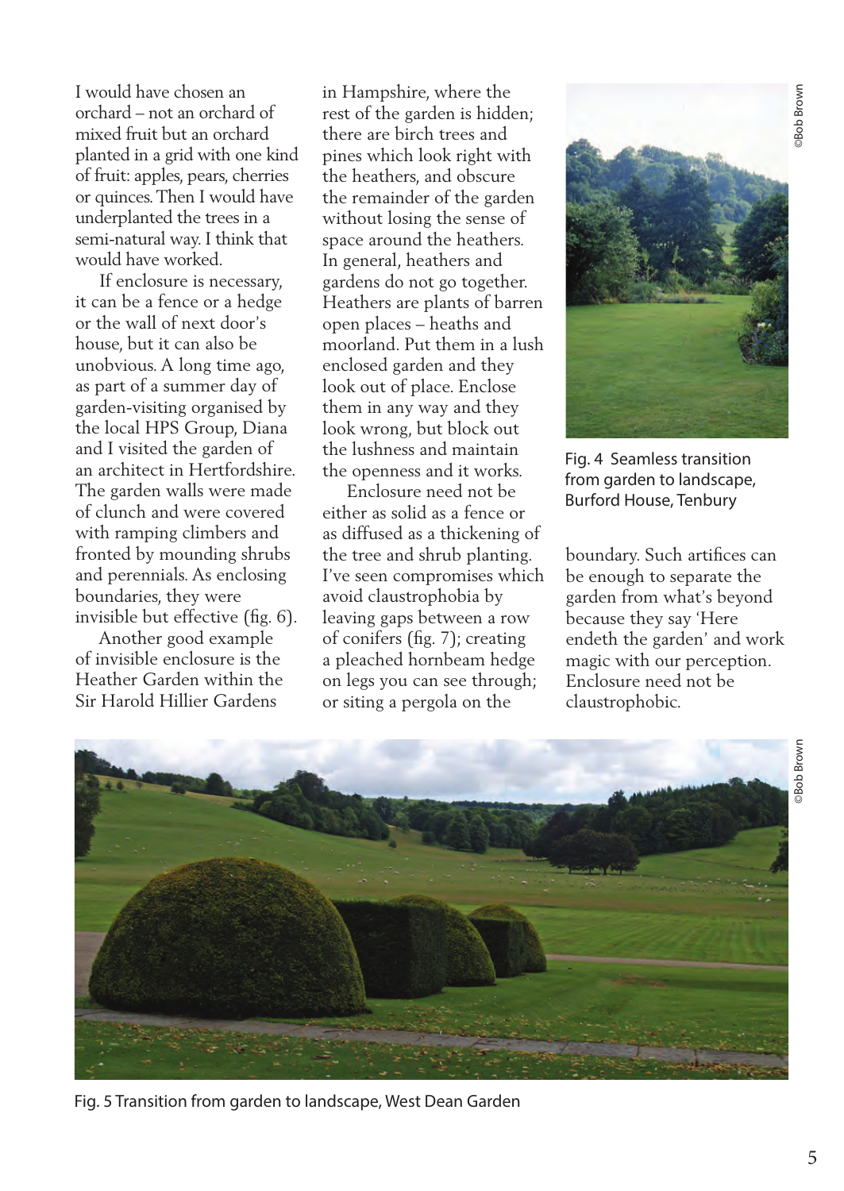I would have chosen an orchard – not an orchard of mixed fruit but an orchard planted in a grid with one kind of fruit: apples, pears, cherries or quinces. Then I would have underplanted the trees in a semi-natural way. I think that would have worked.

If enclosure is necessary, it can be a fence or a hedge or the wall of next door's house, but it can also be unobvious. A long time ago, as part of a summer day of garden-visiting organised by the local HPS Group, Diana and I visited the garden of an architect in Hertfordshire. The garden walls were made of clunch and were covered with ramping climbers and fronted by mounding shrubs and perennials. As enclosing boundaries, they were invisible but effective (fig. 6).

Another good example of invisible enclosure is the Heather Garden within the Sir Harold Hillier Gardens in Hampshire, where the rest of the garden is hidden; there are birch trees and pines which look right with the heathers, and obscure the remainder of the garden without losing the sense of space around the heathers. In general, heathers and gardens do not go together. Heathers are plants of barren open places – heaths and moorland. Put them in a lush enclosed garden and they look out of place. Enclose them in any way and they look wrong, but block out the lushness and maintain the openness and it works.

Enclosure need not be either as solid as a fence or as diffused as a thickening of the tree and shrub planting. I've seen compromises which avoid claustrophobia by leaving gaps between a row of conifers (fig. 7); creating a pleached hornbeam hedge on legs you can see through; or siting a pergola on the boundary. Such artifices can be enough to separate the garden from what's beyond because they say 'Here endeth the garden' and work magic with our perception. Enclosure need not be claustrophobic.

©Bob Brown

Fig. 4 Seamless transition from garden to landscape, Burford House, Tenbury

©Bob Brown

Fig. 5 Transition from garden to landscape, West Dean Garden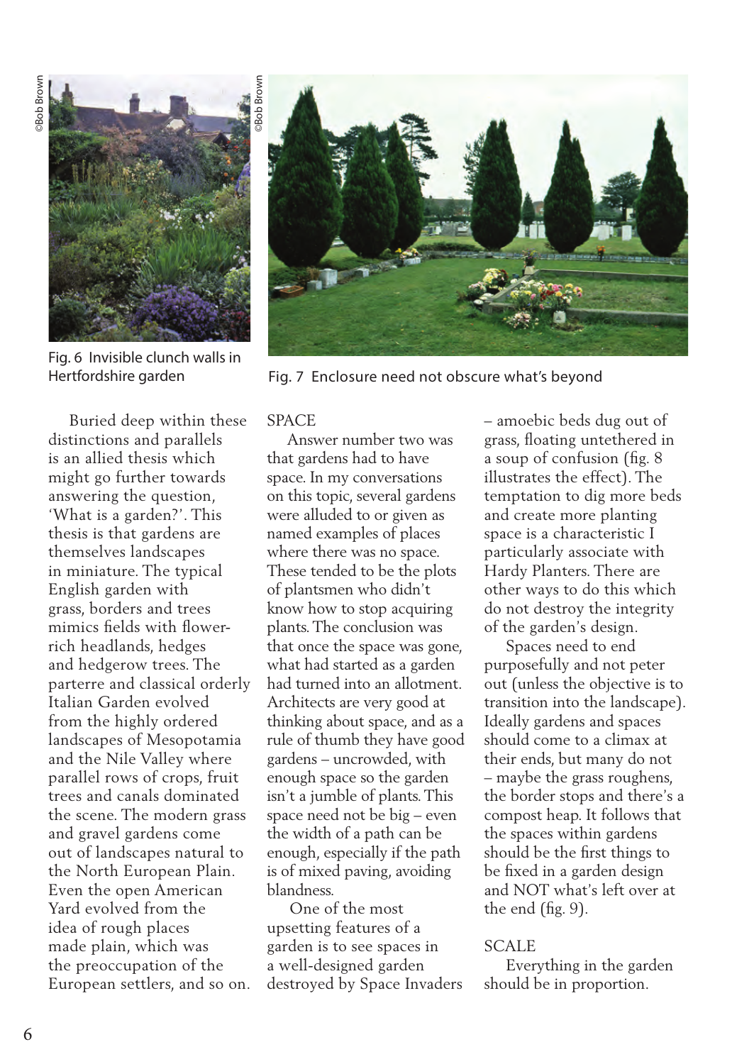Fig. 6 Invisible clunch walls in Hertfordshire garden

Fig. 7 Enclosure need not obscure what's beyond

Buried deep within these distinctions and parallels is an allied thesis which might go further towards answering the question, 'What is a garden?'. This thesis is that gardens are themselves landscapes in miniature. The typical English garden with grass, borders and trees mimics fields with flower-rich headlands, hedges and hedgerow trees. The parterre and classical orderly Italian Garden evolved from the highly ordered landscapes of Mesopotamia and the Nile Valley where parallel rows of crops, fruit trees and canals dominated the scene. The modern grass and gravel gardens come out of landscapes natural to the North European Plain. Even the open American Yard evolved from the idea of rough places made plain, which was the preoccupation of the European settlers, and so on.

## SPACE

Answer number two was that gardens had to have space. In my conversations on this topic, several gardens were alluded to or given as named examples of places where there was no space. These tended to be the plots of plantsmen who didn't know how to stop acquiring plants. The conclusion was that once the space was gone, what had started as a garden had turned into an allotment. Architects are very good at thinking about space, and as a rule of thumb they have good gardens – uncrowded, with enough space so the garden isn't a jumble of plants. This space need not be big – even the width of a path can be enough, especially if the path is of mixed paving, avoiding blandness.

One of the most upsetting features of a garden is to see spaces in a well-designed garden destroyed by Space Invaders – amoebic beds dug out of grass, floating untethered in a soup of confusion (fig. 8 illustrates the effect). The temptation to dig more beds and create more planting space is a characteristic I particularly associate with Hardy Planters. There are other ways to do this which do not destroy the integrity of the garden's design.

Spaces need to end purposefully and not peter out (unless the objective is to transition into the landscape). Ideally gardens and spaces should come to a climax at their ends, but many do not – maybe the grass roughens, the border stops and there's a compost heap. It follows that the spaces within gardens should be the first things to be fixed in a garden design and NOT what's left over at the end (fig. 9).

## SCALE

Everything in the garden should be in proportion.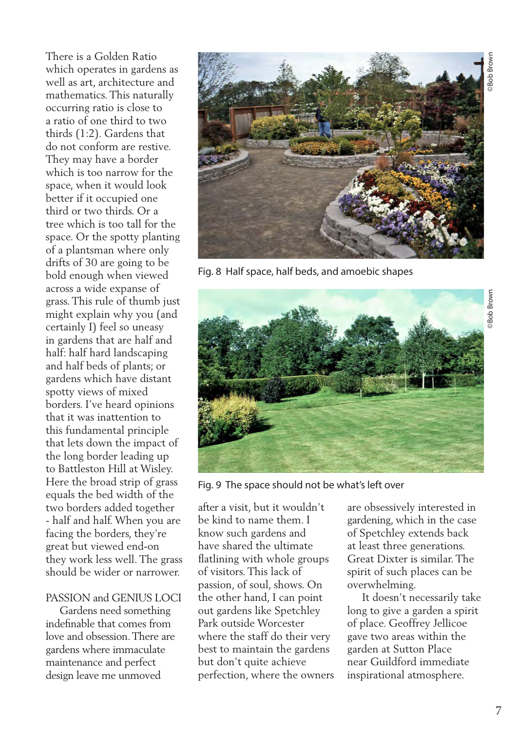There is a Golden Ratio which operates in gardens as well as art, architecture and mathematics. This naturally occurring ratio is close to a ratio of one third to two thirds (1:2). Gardens that do not conform are restive. They may have a border which is too narrow for the space, when it would look better if it occupied one third or two thirds. Or a tree which is too tall for the space. Or the spotty planting of a plantsman where only drifts of 30 are going to be bold enough when viewed across a wide expanse of grass. This rule of thumb just might explain why you (and certainly I) feel so uneasy in gardens that are half and half: half hard landscaping and half beds of plants; or gardens which have distant spotty views of mixed borders. I've heard opinions that it was inattention to this fundamental principle that lets down the impact of the long border leading up to Battleston Hill at Wisley. Here the broad strip of grass equals the bed width of the two borders added together - half and half. When you are facing the borders, they're great but viewed end-on they work less well. The grass should be wider or narrower.

Fig. 8 Half space, half beds, and amoebic shapes

Fig. 9 The space should not be what's left over

## PASSION and GENIUS LOCI

Gardens need something indefinable that comes from love and obsession. There are gardens where immaculate maintenance and perfect design leave me unmoved after a visit, but it wouldn't be kind to name them. I know such gardens and have shared the ultimate flatlining with whole groups of visitors. This lack of passion, of soul, shows. On the other hand, I can point out gardens like Spetchley Park outside Worcester where the staff do their very best to maintain the gardens but don't quite achieve perfection, where the owners are obsessively interested in gardening, which in the case of Spetchley extends back at least three generations. Great Dixter is similar. The spirit of such places can be overwhelming.

It doesn't necessarily take long to give a garden a spirit of place. Geoffrey Jellicoe gave two areas within the garden at Sutton Place near Guildford immediate inspirational atmosphere.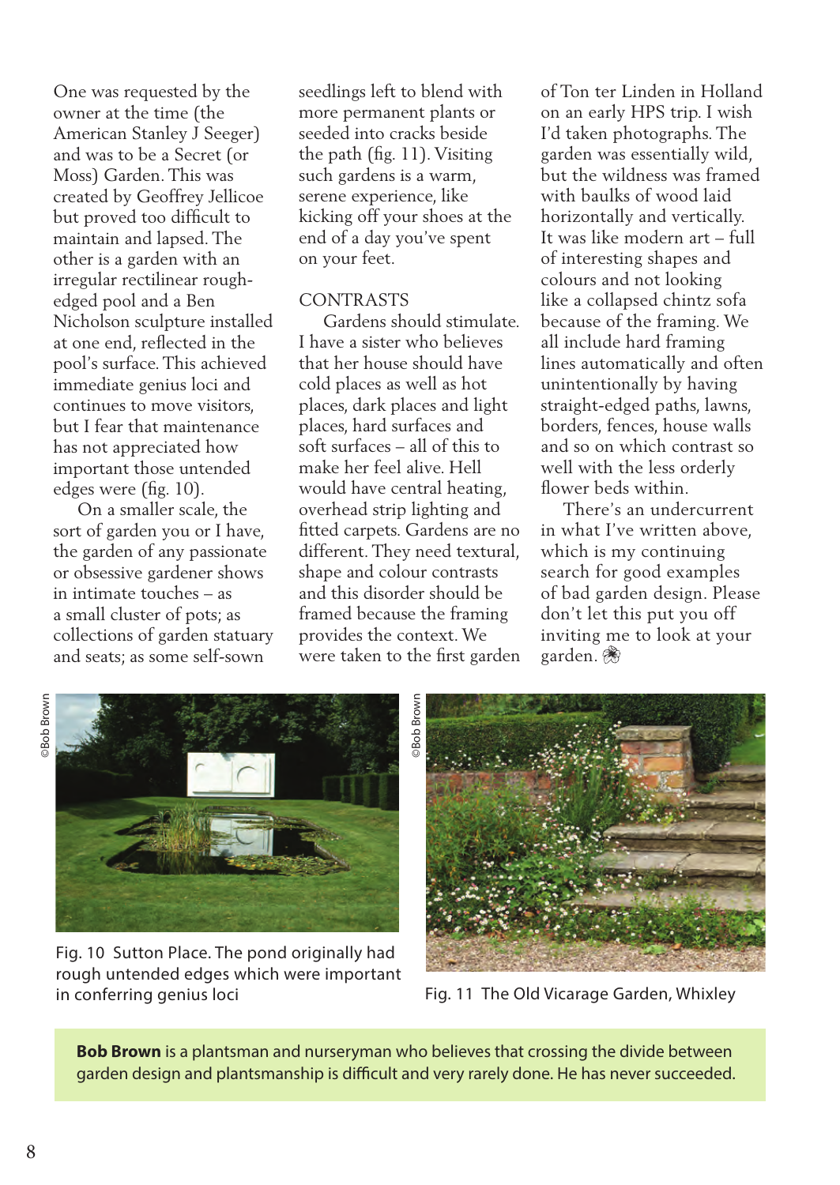One was requested by the owner at the time (the American Stanley J Seeger) and was to be a Secret (or Moss) Garden. This was created by Geoffrey Jellicoe but proved too difficult to maintain and lapsed. The other is a garden with an irregular rectilinear rough-edged pool and a Ben Nicholson sculpture installed at one end, reflected in the pool's surface. This achieved immediate genius loci and continues to move visitors, but I fear that maintenance has not appreciated how important those untended edges were (fig. 10).

On a smaller scale, the sort of garden you or I have, the garden of any passionate or obsessive gardener shows in intimate touches – as a small cluster of pots; as collections of garden statuary and seats; as some self-sown seedlings left to blend with more permanent plants or seeded into cracks beside the path (fig. 11). Visiting such gardens is a warm, serene experience, like kicking off your shoes at the end of a day you've spent on your feet.

## CONTRASTS

Gardens should stimulate. I have a sister who believes that her house should have cold places as well as hot places, dark places and light places, hard surfaces and soft surfaces – all of this to make her feel alive. Hell would have central heating, overhead strip lighting and fitted carpets. Gardens are no different. They need textural, shape and colour contrasts and this disorder should be framed because the framing provides the context. We were taken to the first garden of Ton ter Linden in Holland on an early HPS trip. I wish I'd taken photographs. The garden was essentially wild, but the wildness was framed with baulks of wood laid horizontally and vertically. It was like modern art – full of interesting shapes and colours and not looking like a collapsed chintz sofa because of the framing. We all include hard framing lines automatically and often unintentionally by having straight-edged paths, lawns, borders, fences, house walls and so on which contrast so well with the less orderly flower beds within.

There's an undercurrent in what I've written above, which is my continuing search for good examples of bad garden design. Please don't let this put you off inviting me to look at your garden.

©Bob Brown

Fig. 10 Sutton Place. The pond originally had rough untended edges which were important in conferring genius loci

©Bob Brown

Fig. 11 The Old Vicarage Garden, Whixley

**Bob Brown** is a plantsman and nurseryman who believes that crossing the divide between garden design and plantsmanship is difficult and very rarely done. He has never succeeded.